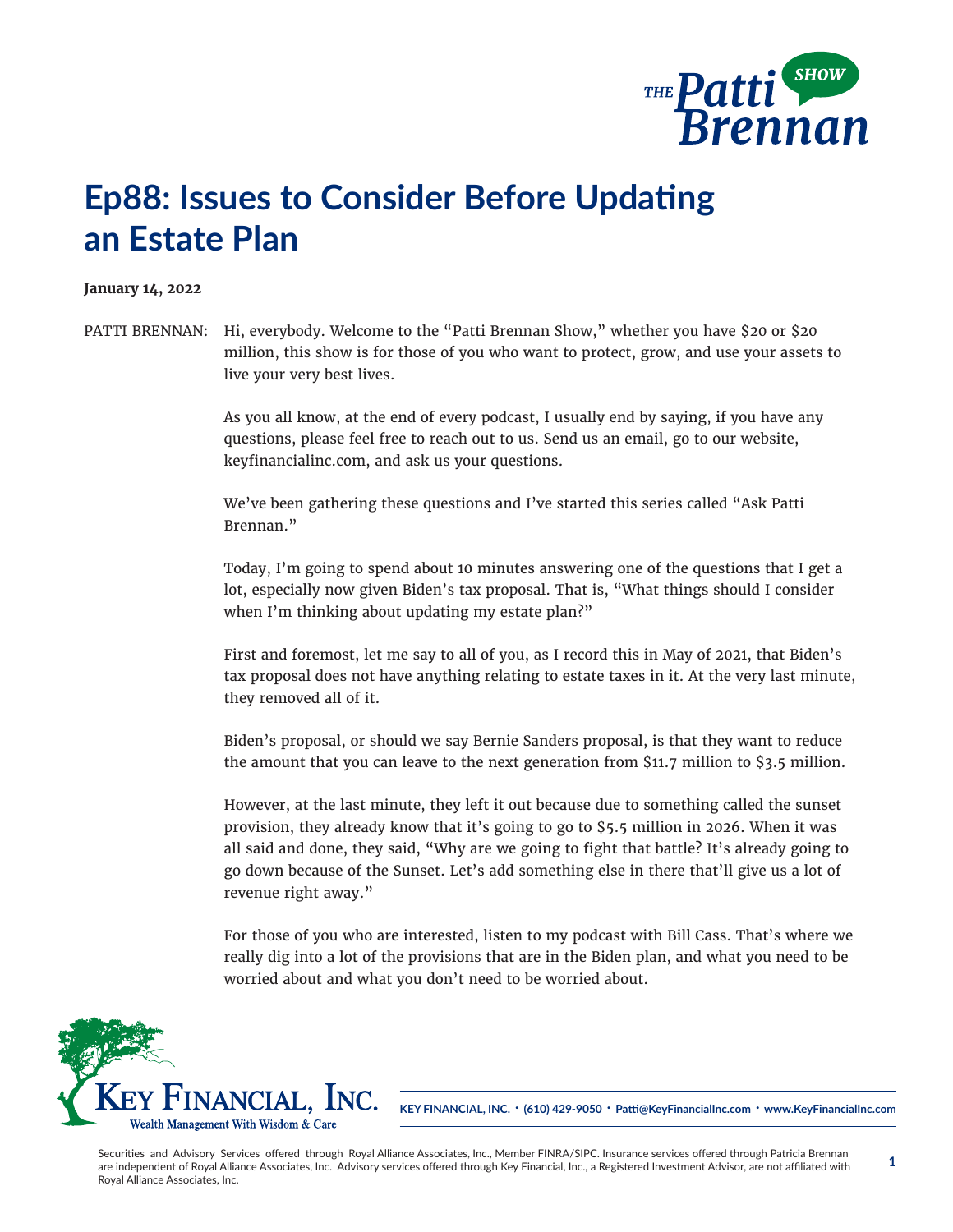# Ep88: Issues to Consider Before Updating an Estate Plan

**January 14, 2022**

PATTI BRENNAN: Hi, everybody. Welcome to the "Patti Brennan Show," whether you have $20 or $20 million, this show is for those of you who want to protect, grow, and use your assets to live your very best lives.

As you all know, at the end of every podcast, I usually end by saying, if you have any questions, please feel free to reach out to us. Send us an email, go to our website, keyfinancialinc.com, and ask us your questions.

We've been gathering these questions and I've started this series called "Ask Patti Brennan."

Today, I'm going to spend about 10 minutes answering one of the questions that I get a lot, especially now given Biden's tax proposal. That is, "What things should I consider when I'm thinking about updating my estate plan?"

First and foremost, let me say to all of you, as I record this in May of 2021, that Biden's tax proposal does not have anything relating to estate taxes in it. At the very last minute, they removed all of it.

Biden's proposal, or should we say Bernie Sanders proposal, is that they want to reduce the amount that you can leave to the next generation from $11.7 million to $3.5 million.

However, at the last minute, they left it out because due to something called the sunset provision, they already know that it's going to go to $5.5 million in 2026. When it was all said and done, they said, "Why are we going to fight that battle? It's already going to go down because of the Sunset. Let's add something else in there that'll give us a lot of revenue right away."

For those of you who are interested, listen to my podcast with Bill Cass. That's where we really dig into a lot of the provisions that are in the Biden plan, and what you need to be worried about and what you don't need to be worried about.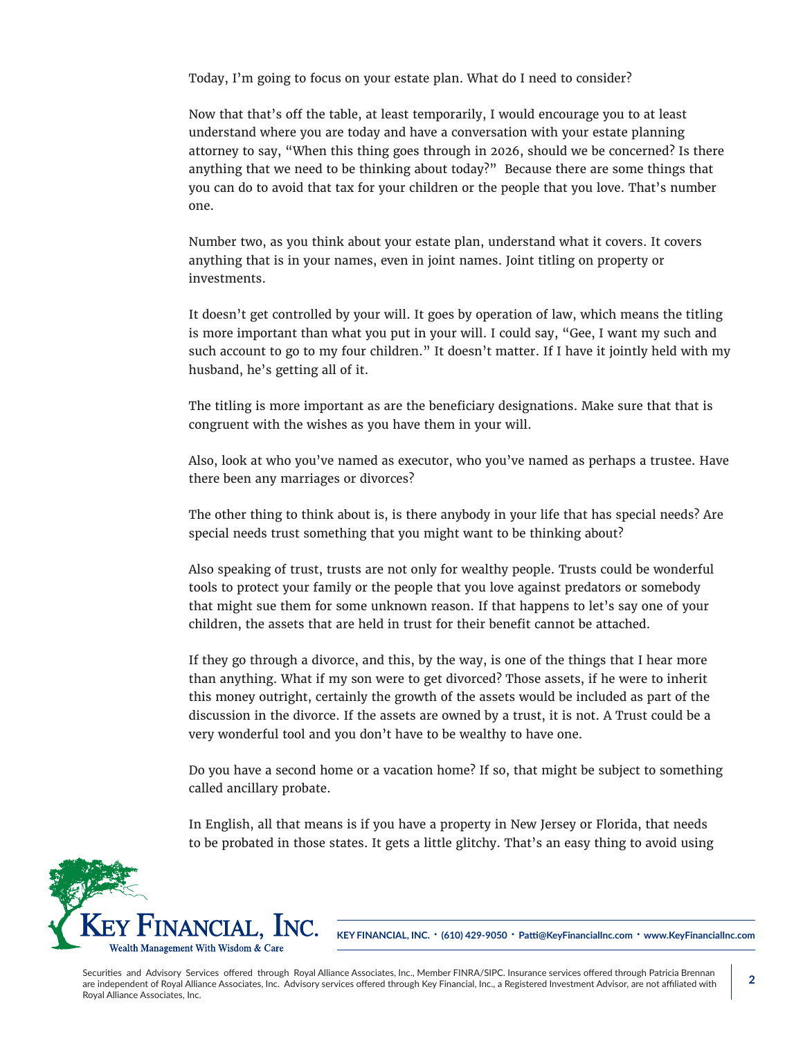Today, I'm going to focus on your estate plan. What do I need to consider?

Now that that's off the table, at least temporarily, I would encourage you to at least understand where you are today and have a conversation with your estate planning attorney to say, "When this thing goes through in 2026, should we be concerned? Is there anything that we need to be thinking about today?" Because there are some things that you can do to avoid that tax for your children or the people that you love. That's number one.

Number two, as you think about your estate plan, understand what it covers. It covers anything that is in your names, even in joint names. Joint titling on property or investments.

It doesn't get controlled by your will. It goes by operation of law, which means the titling is more important than what you put in your will. I could say, "Gee, I want my such and such account to go to my four children." It doesn't matter. If I have it jointly held with my husband, he's getting all of it.

The titling is more important as are the beneficiary designations. Make sure that that is congruent with the wishes as you have them in your will.

Also, look at who you've named as executor, who you've named as perhaps a trustee. Have there been any marriages or divorces?

The other thing to think about is, is there anybody in your life that has special needs? Are special needs trust something that you might want to be thinking about?

Also speaking of trust, trusts are not only for wealthy people. Trusts could be wonderful tools to protect your family or the people that you love against predators or somebody that might sue them for some unknown reason. If that happens to let's say one of your children, the assets that are held in trust for their benefit cannot be attached.

If they go through a divorce, and this, by the way, is one of the things that I hear more than anything. What if my son were to get divorced? Those assets, if he were to inherit this money outright, certainly the growth of the assets would be included as part of the discussion in the divorce. If the assets are owned by a trust, it is not. A Trust could be a very wonderful tool and you don't have to be wealthy to have one.

Do you have a second home or a vacation home? If so, that might be subject to something called ancillary probate.

In English, all that means is if you have a property in New Jersey or Florida, that needs to be probated in those states. It gets a little glitchy. That's an easy thing to avoid using

Key Financial, Inc.
Wealth Management With Wisdom & Care

KEY FINANCIAL, INC. · (610) 429-9050 · Patti@KeyFinancialInc.com · www.KeyFinancialInc.com

Securities and Advisory Services offered through Royal Alliance Associates, Inc., Member FINRA/SIPC. Insurance services offered through Patricia Brennan are independent of Royal Alliance Associates, Inc. Advisory services offered through Key Financial, Inc., a Registered Investment Advisor, are not affiliated with Royal Alliance Associates, Inc.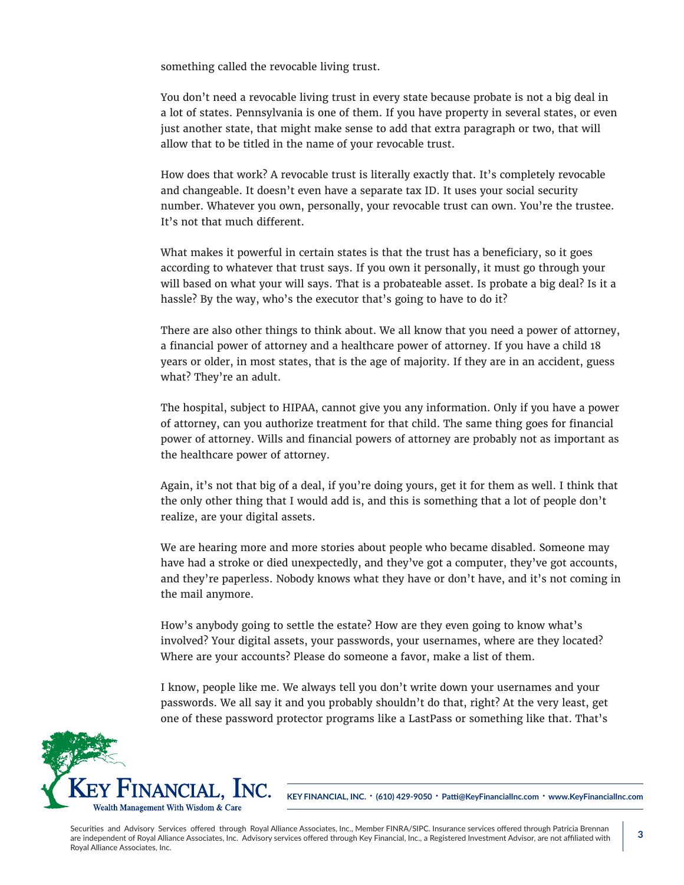something called the revocable living trust.

You don't need a revocable living trust in every state because probate is not a big deal in a lot of states. Pennsylvania is one of them. If you have property in several states, or even just another state, that might make sense to add that extra paragraph or two, that will allow that to be titled in the name of your revocable trust.

How does that work? A revocable trust is literally exactly that. It's completely revocable and changeable. It doesn't even have a separate tax ID. It uses your social security number. Whatever you own, personally, your revocable trust can own. You're the trustee. It's not that much different.

What makes it powerful in certain states is that the trust has a beneficiary, so it goes according to whatever that trust says. If you own it personally, it must go through your will based on what your will says. That is a probateable asset. Is probate a big deal? Is it a hassle? By the way, who's the executor that's going to have to do it?

There are also other things to think about. We all know that you need a power of attorney, a financial power of attorney and a healthcare power of attorney. If you have a child 18 years or older, in most states, that is the age of majority. If they are in an accident, guess what? They're an adult.

The hospital, subject to HIPAA, cannot give you any information. Only if you have a power of attorney, can you authorize treatment for that child. The same thing goes for financial power of attorney. Wills and financial powers of attorney are probably not as important as the healthcare power of attorney.

Again, it's not that big of a deal, if you're doing yours, get it for them as well. I think that the only other thing that I would add is, and this is something that a lot of people don't realize, are your digital assets.

We are hearing more and more stories about people who became disabled. Someone may have had a stroke or died unexpectedly, and they've got a computer, they've got accounts, and they're paperless. Nobody knows what they have or don't have, and it's not coming in the mail anymore.

How's anybody going to settle the estate? How are they even going to know what's involved? Your digital assets, your passwords, your usernames, where are they located? Where are your accounts? Please do someone a favor, make a list of them.

I know, people like me. We always tell you don't write down your usernames and your passwords. We all say it and you probably shouldn't do that, right? At the very least, get one of these password protector programs like a LastPass or something like that. That's

KEY FINANCIAL, INC. · (610) 429-9050 · Patti@KeyFinancialInc.com · www.KeyFinancialInc.com

Securities and Advisory Services offered through Royal Alliance Associates, Inc., Member FINRA/SIPC. Insurance services offered through Patricia Brennan are independent of Royal Alliance Associates, Inc. Advisory services offered through Key Financial, Inc., a Registered Investment Advisor, are not affiliated with Royal Alliance Associates, Inc.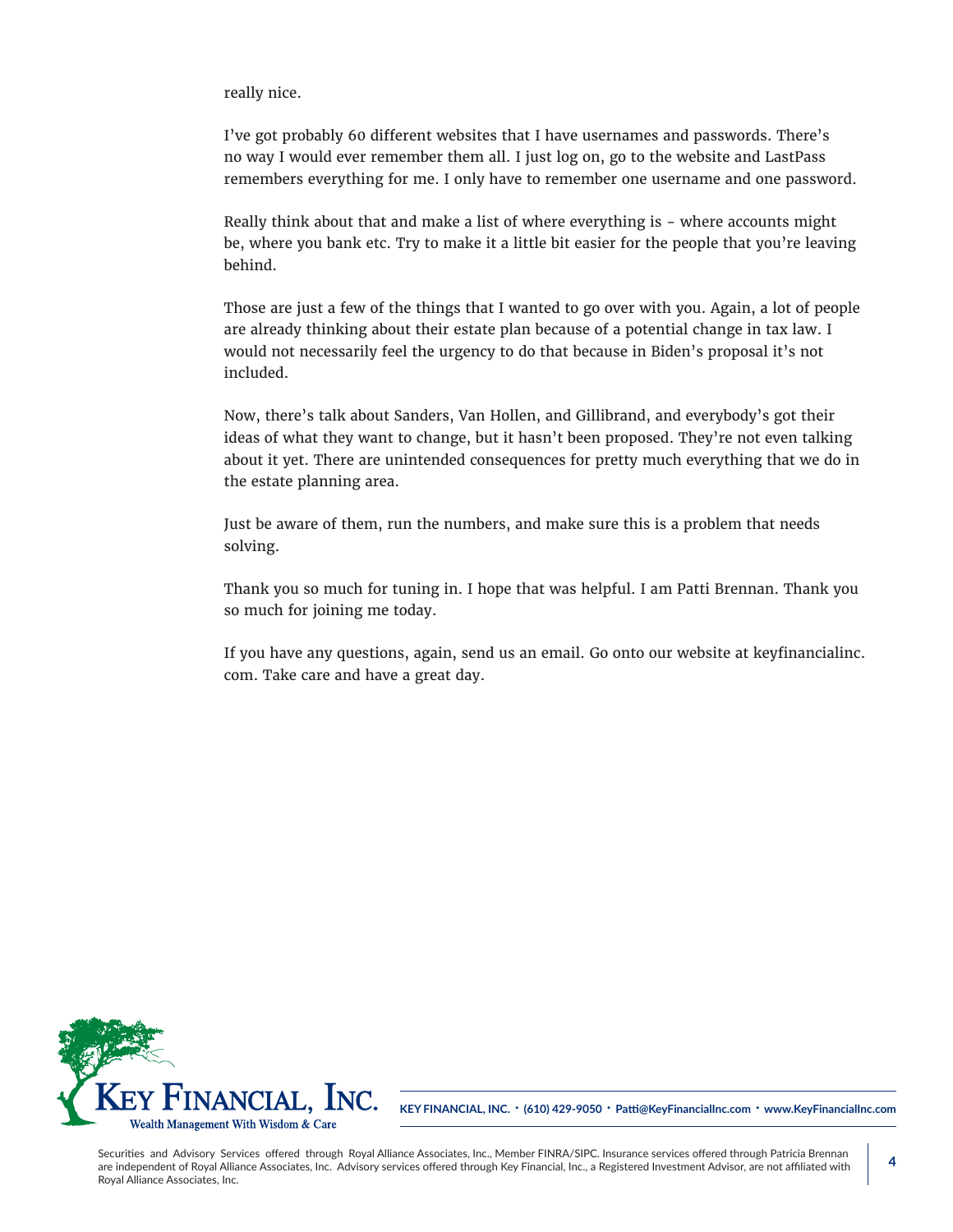really nice.

I've got probably 60 different websites that I have usernames and passwords. There's no way I would ever remember them all. I just log on, go to the website and LastPass remembers everything for me. I only have to remember one username and one password.

Really think about that and make a list of where everything is - where accounts might be, where you bank etc. Try to make it a little bit easier for the people that you're leaving behind.

Those are just a few of the things that I wanted to go over with you. Again, a lot of people are already thinking about their estate plan because of a potential change in tax law. I would not necessarily feel the urgency to do that because in Biden's proposal it's not included.

Now, there's talk about Sanders, Van Hollen, and Gillibrand, and everybody's got their ideas of what they want to change, but it hasn't been proposed. They're not even talking about it yet. There are unintended consequences for pretty much everything that we do in the estate planning area.

Just be aware of them, run the numbers, and make sure this is a problem that needs solving.

Thank you so much for tuning in. I hope that was helpful. I am Patti Brennan. Thank you so much for joining me today.

If you have any questions, again, send us an email. Go onto our website at keyfinancialinc.com. Take care and have a great day.